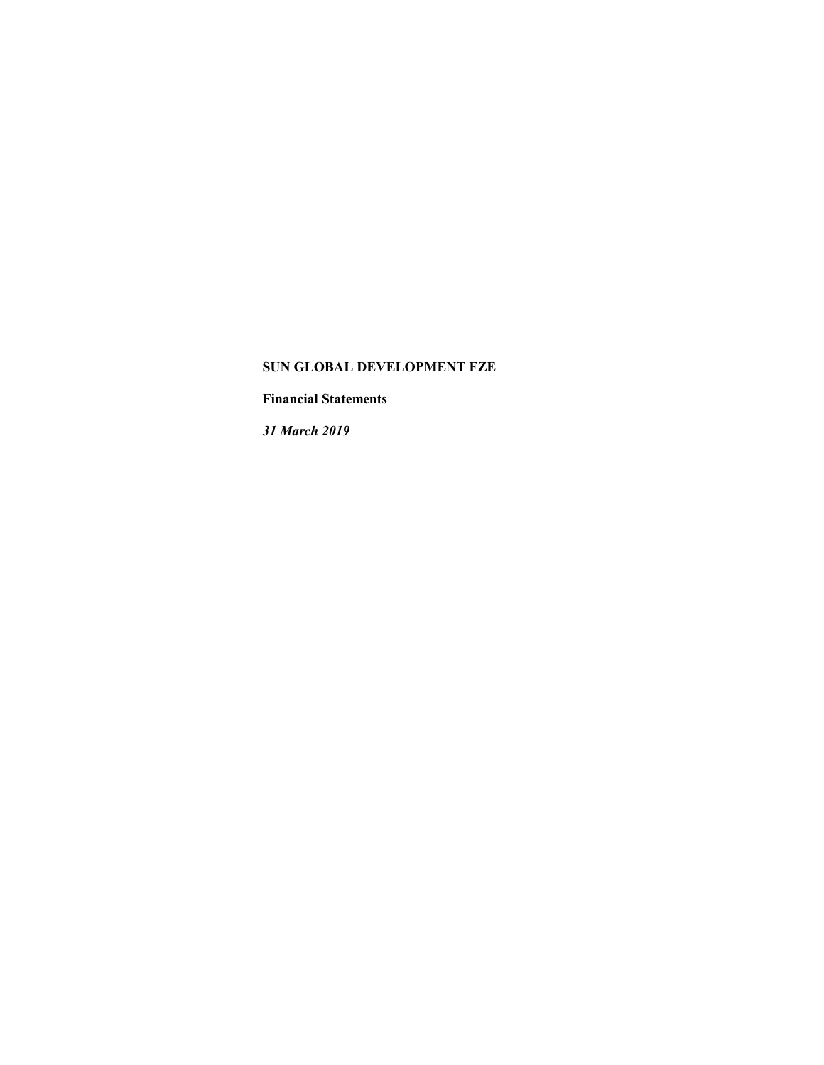**SUN GLOBAL DEVELOPMENT FZE**

**Financial Statements**

***31 March 2019***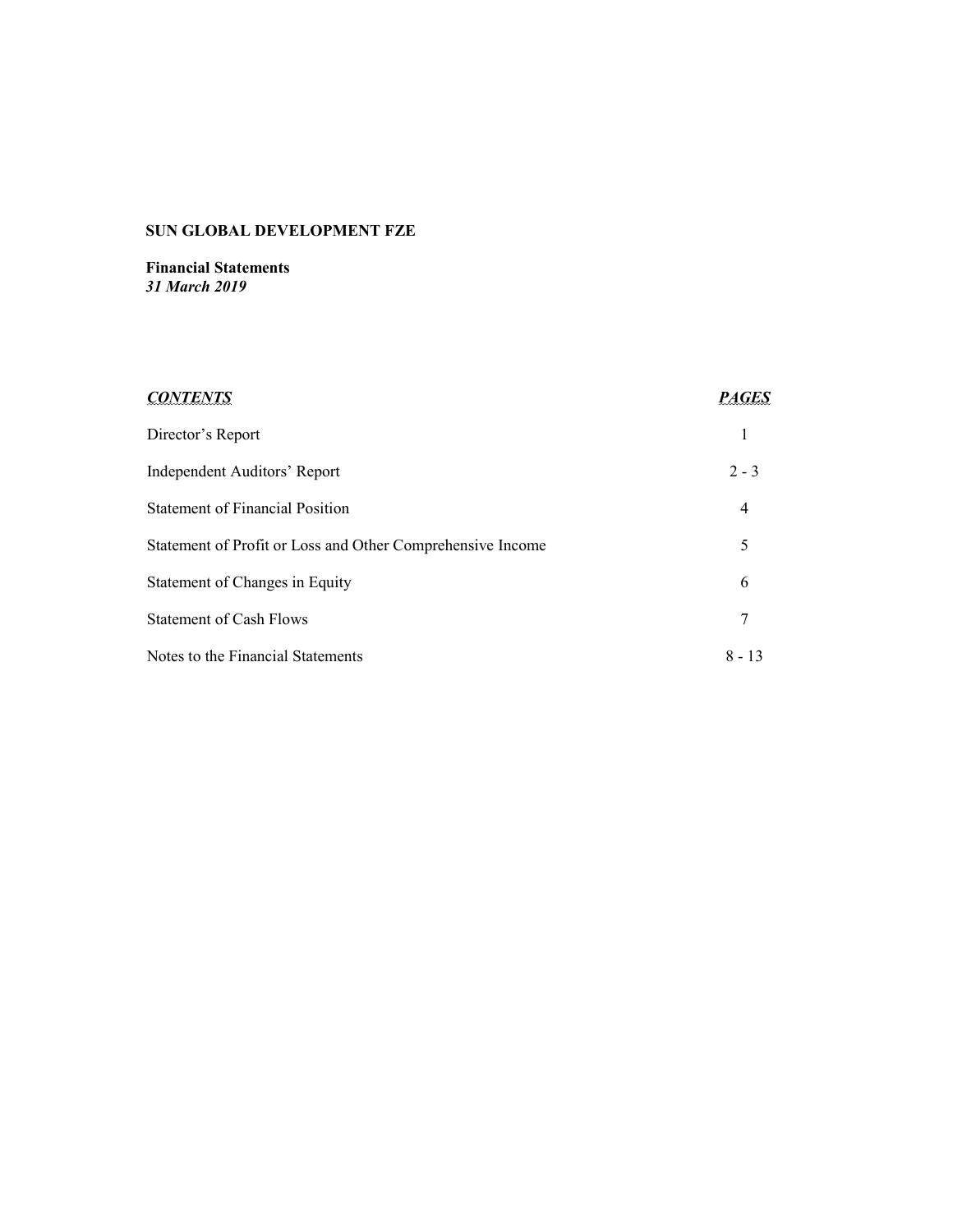**SUN GLOBAL DEVELOPMENT FZE**

**Financial Statements**
***31 March 2019***

| ***CONTENTS*** | ***PAGES*** |
|---|---|
| Director's Report | 1 |
| Independent Auditors' Report | 2 - 3 |
| Statement of Financial Position | 4 |
| Statement of Profit or Loss and Other Comprehensive Income | 5 |
| Statement of Changes in Equity | 6 |
| Statement of Cash Flows | 7 |
| Notes to the Financial Statements | 8 - 13 |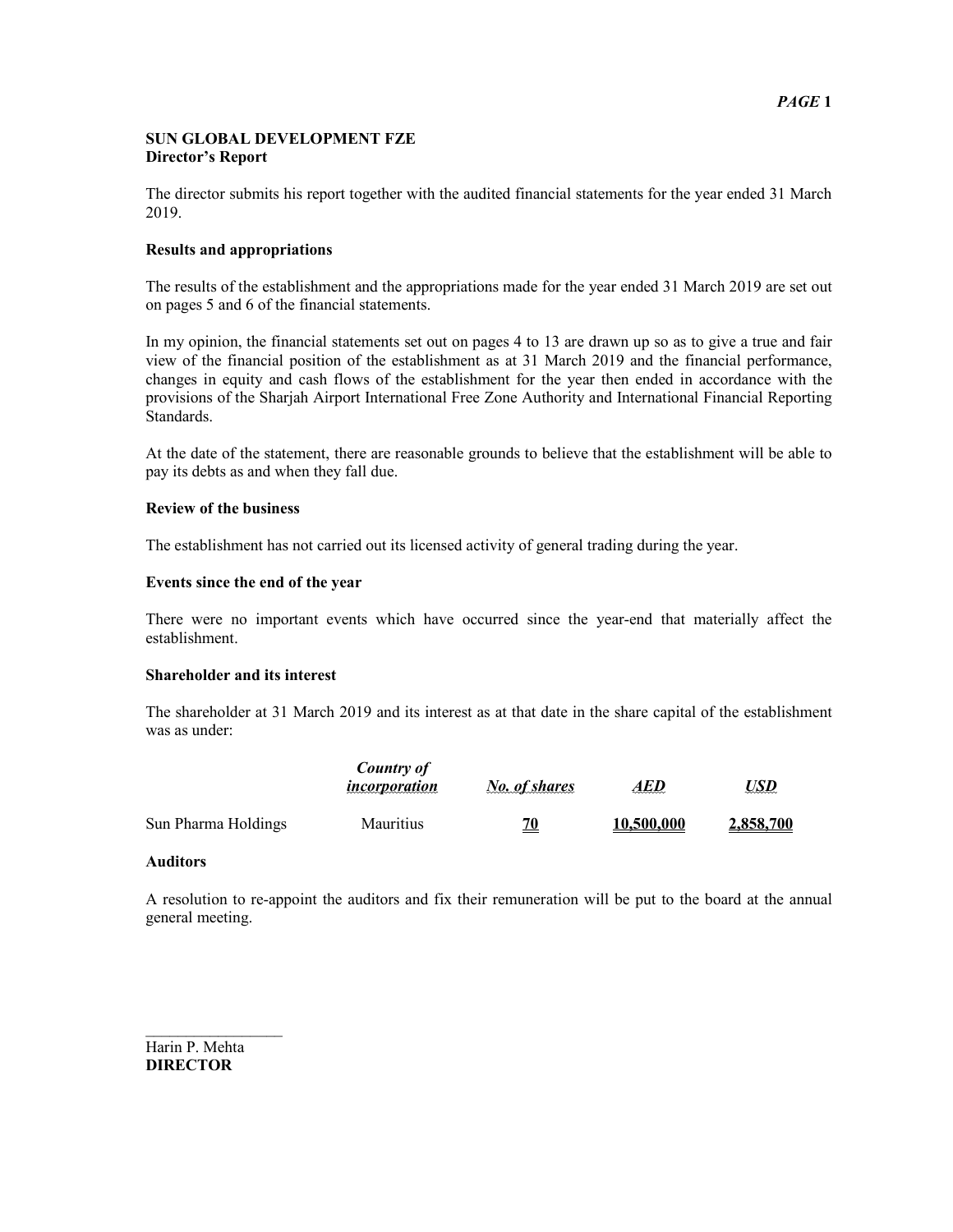**SUN GLOBAL DEVELOPMENT FZE**
**Director's Report**

The director submits his report together with the audited financial statements for the year ended 31 March 2019.

**Results and appropriations**

The results of the establishment and the appropriations made for the year ended 31 March 2019 are set out on pages 5 and 6 of the financial statements.

In my opinion, the financial statements set out on pages 4 to 13 are drawn up so as to give a true and fair view of the financial position of the establishment as at 31 March 2019 and the financial performance, changes in equity and cash flows of the establishment for the year then ended in accordance with the provisions of the Sharjah Airport International Free Zone Authority and International Financial Reporting Standards.

At the date of the statement, there are reasonable grounds to believe that the establishment will be able to pay its debts as and when they fall due.

**Review of the business**

The establishment has not carried out its licensed activity of general trading during the year.

**Events since the end of the year**

There were no important events which have occurred since the year-end that materially affect the establishment.

**Shareholder and its interest**

The shareholder at 31 March 2019 and its interest as at that date in the share capital of the establishment was as under:

| | *Country of incorporation* | *No. of shares* | *AED* | *USD* |
|---|---|---|---|---|
| Sun Pharma Holdings | Mauritius | **70** | **10,500,000** | **2,858,700** |

**Auditors**

A resolution to re-appoint the auditors and fix their remuneration will be put to the board at the annual general meeting.

Harin P. Mehta
**DIRECTOR**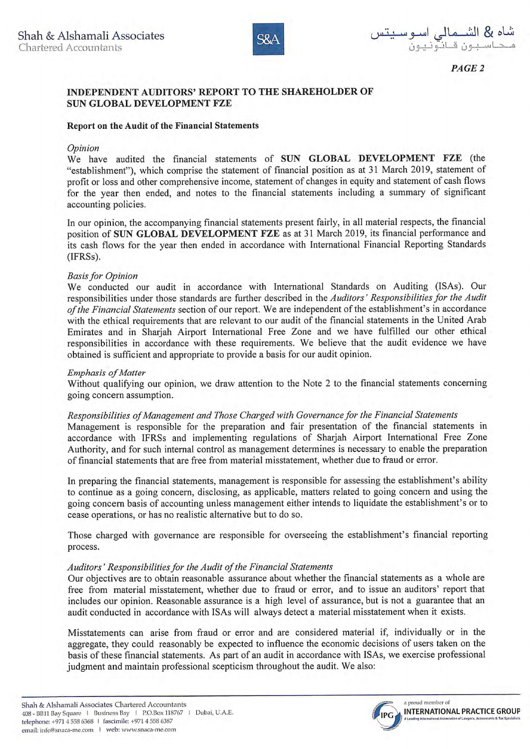## INDEPENDENT AUDITORS' REPORT TO THE SHAREHOLDER OF SUN GLOBAL DEVELOPMENT FZE

### Report on the Audit of the Financial Statements

*Opinion*

We have audited the financial statements of **SUN GLOBAL DEVELOPMENT FZE** (the "establishment"), which comprise the statement of financial position as at 31 March 2019, statement of profit or loss and other comprehensive income, statement of changes in equity and statement of cash flows for the year then ended, and notes to the financial statements including a summary of significant accounting policies.

In our opinion, the accompanying financial statements present fairly, in all material respects, the financial position of **SUN GLOBAL DEVELOPMENT FZE** as at 31 March 2019, its financial performance and its cash flows for the year then ended in accordance with International Financial Reporting Standards (IFRSs).

*Basis for Opinion*

We conducted our audit in accordance with International Standards on Auditing (ISAs). Our responsibilities under those standards are further described in the *Auditors' Responsibilities for the Audit of the Financial Statements* section of our report. We are independent of the establishment's in accordance with the ethical requirements that are relevant to our audit of the financial statements in the United Arab Emirates and in Sharjah Airport International Free Zone and we have fulfilled our other ethical responsibilities in accordance with these requirements. We believe that the audit evidence we have obtained is sufficient and appropriate to provide a basis for our audit opinion.

*Emphasis of Matter*

Without qualifying our opinion, we draw attention to the Note 2 to the financial statements concerning going concern assumption.

*Responsibilities of Management and Those Charged with Governance for the Financial Statements*

Management is responsible for the preparation and fair presentation of the financial statements in accordance with IFRSs and implementing regulations of Sharjah Airport International Free Zone Authority, and for such internal control as management determines is necessary to enable the preparation of financial statements that are free from material misstatement, whether due to fraud or error.

In preparing the financial statements, management is responsible for assessing the establishment's ability to continue as a going concern, disclosing, as applicable, matters related to going concern and using the going concern basis of accounting unless management either intends to liquidate the establishment's or to cease operations, or has no realistic alternative but to do so.

Those charged with governance are responsible for overseeing the establishment's financial reporting process.

*Auditors' Responsibilities for the Audit of the Financial Statements*

Our objectives are to obtain reasonable assurance about whether the financial statements as a whole are free from material misstatement, whether due to fraud or error, and to issue an auditors' report that includes our opinion. Reasonable assurance is a high level of assurance, but is not a guarantee that an audit conducted in accordance with ISAs will always detect a material misstatement when it exists.

Misstatements can arise from fraud or error and are considered material if, individually or in the aggregate, they could reasonably be expected to influence the economic decisions of users taken on the basis of these financial statements. As part of an audit in accordance with ISAs, we exercise professional judgment and maintain professional scepticism throughout the audit. We also: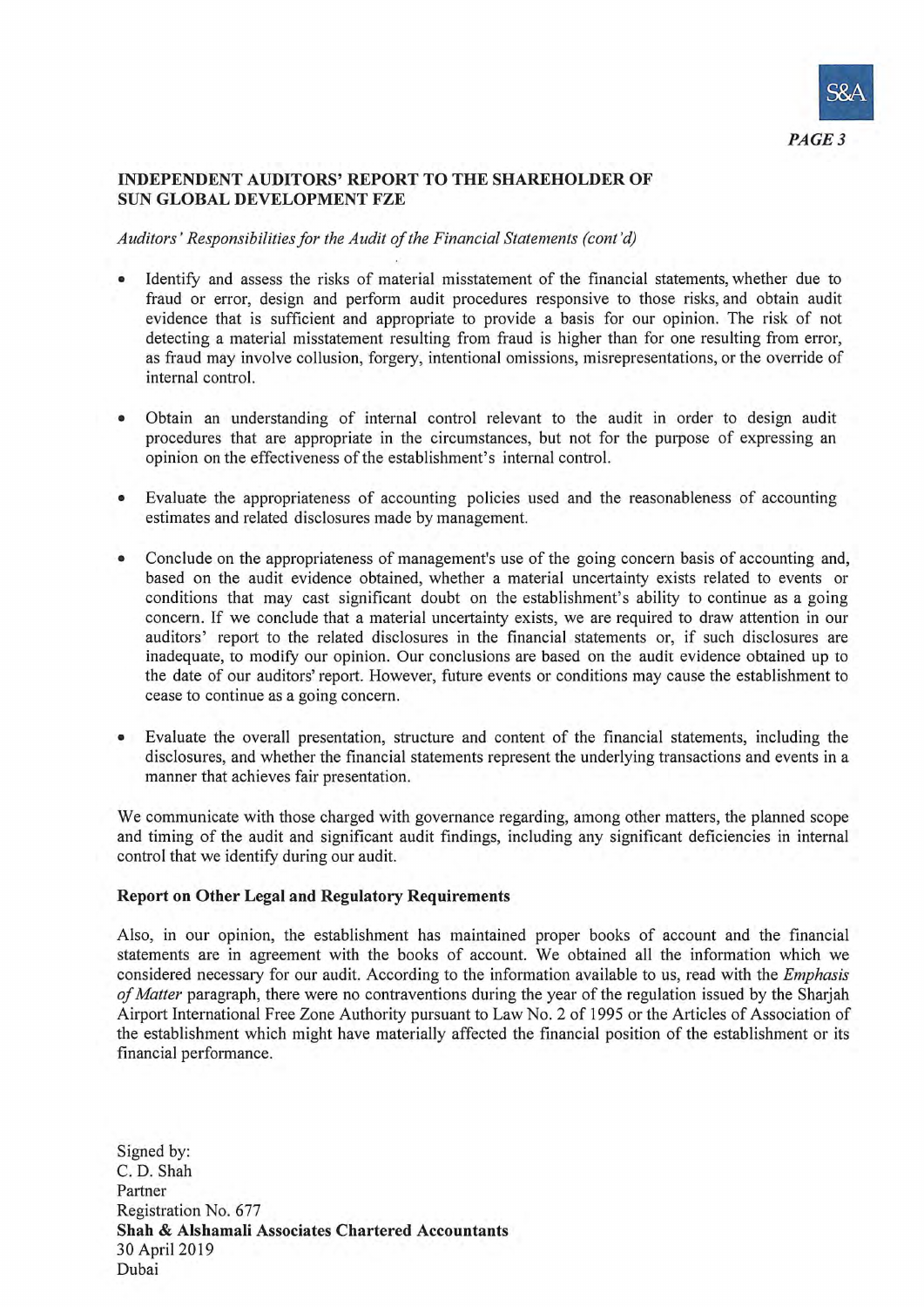## INDEPENDENT AUDITORS' REPORT TO THE SHAREHOLDER OF SUN GLOBAL DEVELOPMENT FZE

*Auditors' Responsibilities for the Audit of the Financial Statements (cont'd)*

- Identify and assess the risks of material misstatement of the financial statements, whether due to fraud or error, design and perform audit procedures responsive to those risks, and obtain audit evidence that is sufficient and appropriate to provide a basis for our opinion. The risk of not detecting a material misstatement resulting from fraud is higher than for one resulting from error, as fraud may involve collusion, forgery, intentional omissions, misrepresentations, or the override of internal control.

- Obtain an understanding of internal control relevant to the audit in order to design audit procedures that are appropriate in the circumstances, but not for the purpose of expressing an opinion on the effectiveness of the establishment's internal control.

- Evaluate the appropriateness of accounting policies used and the reasonableness of accounting estimates and related disclosures made by management.

- Conclude on the appropriateness of management's use of the going concern basis of accounting and, based on the audit evidence obtained, whether a material uncertainty exists related to events or conditions that may cast significant doubt on the establishment's ability to continue as a going concern. If we conclude that a material uncertainty exists, we are required to draw attention in our auditors' report to the related disclosures in the financial statements or, if such disclosures are inadequate, to modify our opinion. Our conclusions are based on the audit evidence obtained up to the date of our auditors' report. However, future events or conditions may cause the establishment to cease to continue as a going concern.

- Evaluate the overall presentation, structure and content of the financial statements, including the disclosures, and whether the financial statements represent the underlying transactions and events in a manner that achieves fair presentation.

We communicate with those charged with governance regarding, among other matters, the planned scope and timing of the audit and significant audit findings, including any significant deficiencies in internal control that we identify during our audit.

**Report on Other Legal and Regulatory Requirements**

Also, in our opinion, the establishment has maintained proper books of account and the financial statements are in agreement with the books of account. We obtained all the information which we considered necessary for our audit. According to the information available to us, read with the *Emphasis of Matter* paragraph, there were no contraventions during the year of the regulation issued by the Sharjah Airport International Free Zone Authority pursuant to Law No. 2 of 1995 or the Articles of Association of the establishment which might have materially affected the financial position of the establishment or its financial performance.

Signed by:
C. D. Shah
Partner
Registration No. 677
**Shah & Alshamali Associates Chartered Accountants**
30 April 2019
Dubai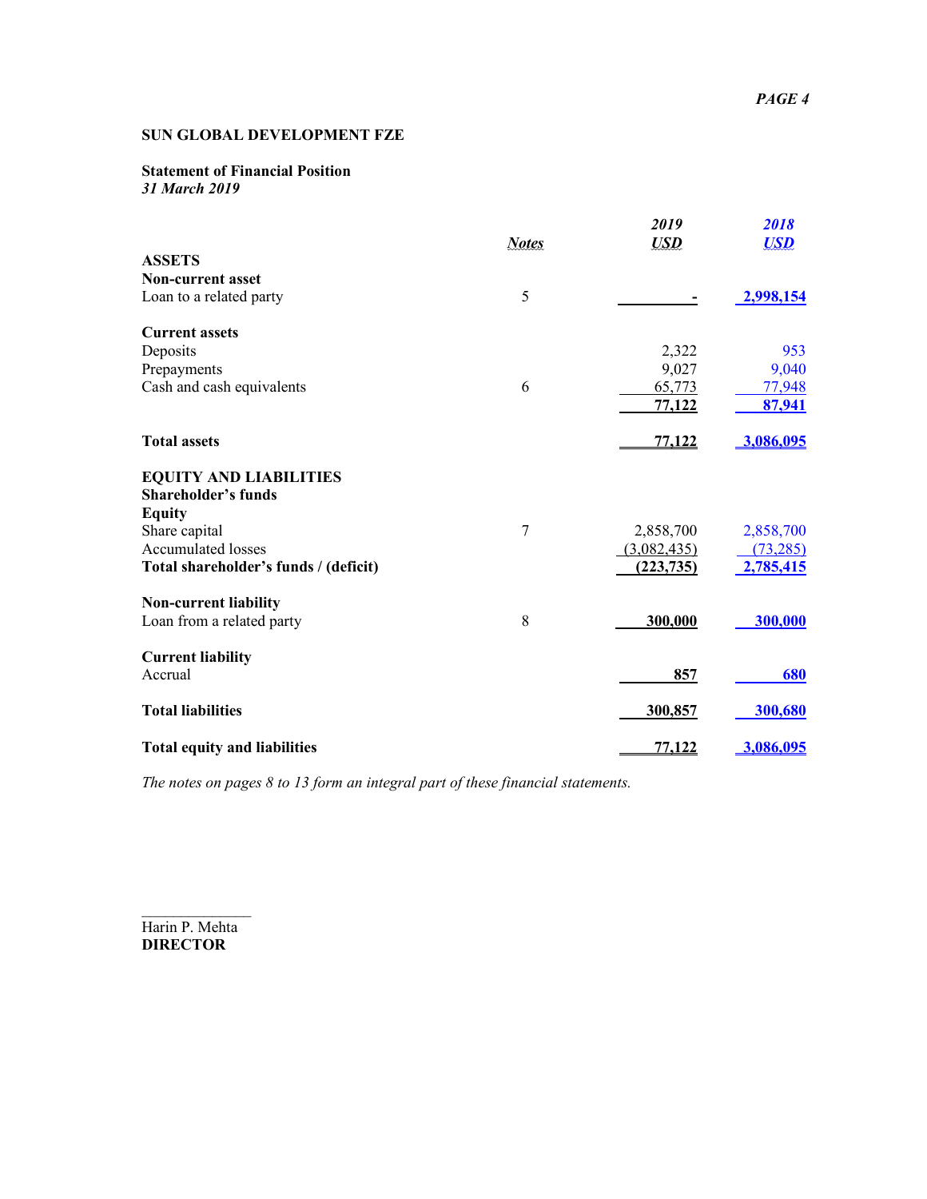**SUN GLOBAL DEVELOPMENT FZE**

**Statement of Financial Position**
***31 March 2019***

| | *Notes* | *2019* *USD* | *2018* *USD* |
|---|---|---|---|
| **ASSETS** | | | |
| **Non-current asset** | | | |
| Loan to a related party | 5 | - | 2,998,154 |
| | | | |
| **Current assets** | | | |
| Deposits | | 2,322 | 953 |
| Prepayments | | 9,027 | 9,040 |
| Cash and cash equivalents | 6 | 65,773 | 77,948 |
| | | 77,122 | 87,941 |
| | | | |
| **Total assets** | | 77,122 | 3,086,095 |
| | | | |
| **EQUITY AND LIABILITIES** | | | |
| **Shareholder's funds** | | | |
| **Equity** | | | |
| Share capital | 7 | 2,858,700 | 2,858,700 |
| Accumulated losses | | (3,082,435) | (73,285) |
| **Total shareholder's funds / (deficit)** | | **(223,735)** | **2,785,415** |
| | | | |
| **Non-current liability** | | | |
| Loan from a related party | 8 | 300,000 | 300,000 |
| | | | |
| **Current liability** | | | |
| Accrual | | 857 | 680 |
| | | | |
| **Total liabilities** | | 300,857 | 300,680 |
| | | | |
| **Total equity and liabilities** | | 77,122 | 3,086,095 |

*The notes on pages 8 to 13 form an integral part of these financial statements.*

______________
Harin P. Mehta
**DIRECTOR**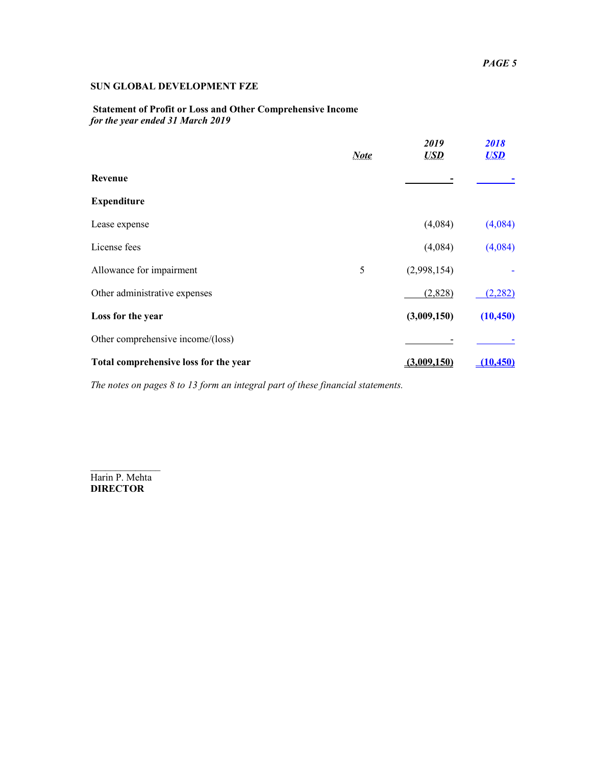**SUN GLOBAL DEVELOPMENT FZE**

**Statement of Profit or Loss and Other Comprehensive Income**
***for the year ended 31 March 2019***

| | *Note* | *2019* *USD* | *2018* *USD* |
|---|---|---|---|
| **Revenue** | | **-** | **-** |
| **Expenditure** | | | |
| Lease expense | | (4,084) | (4,084) |
| License fees | | (4,084) | (4,084) |
| Allowance for impairment | 5 | (2,998,154) | - |
| Other administrative expenses | | (2,828) | (2,282) |
| **Loss for the year** | | **(3,009,150)** | **(10,450)** |
| Other comprehensive income/(loss) | | - | - |
| **Total comprehensive loss for the year** | | **(3,009,150)** | **(10,450)** |

*The notes on pages 8 to 13 form an integral part of these financial statements.*

\_\_\_\_\_\_\_\_\_\_\_\_\_\_
Harin P. Mehta
**DIRECTOR**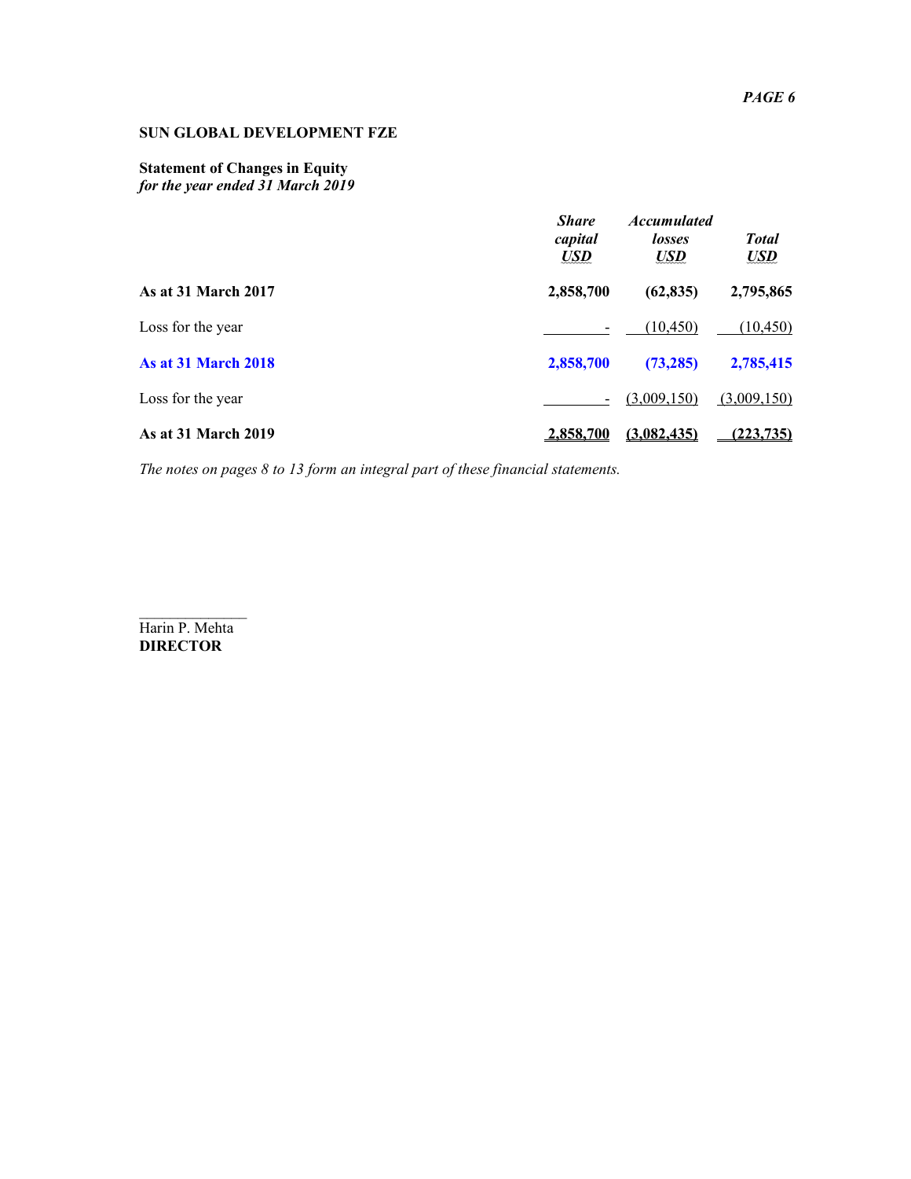**SUN GLOBAL DEVELOPMENT FZE**

**Statement of Changes in Equity**
*for the year ended 31 March 2019*

| | *Share capital* *USD* | *Accumulated losses* *USD* | *Total* *USD* |
|---|---|---|---|
| **As at 31 March 2017** | **2,858,700** | **(62,835)** | **2,795,865** |
| Loss for the year | - | (10,450) | (10,450) |
| **As at 31 March 2018** | **2,858,700** | **(73,285)** | **2,785,415** |
| Loss for the year | - | (3,009,150) | (3,009,150) |
| **As at 31 March 2019** | **2,858,700** | **(3,082,435)** | **(223,735)** |

*The notes on pages 8 to 13 form an integral part of these financial statements.*

______________
Harin P. Mehta
**DIRECTOR**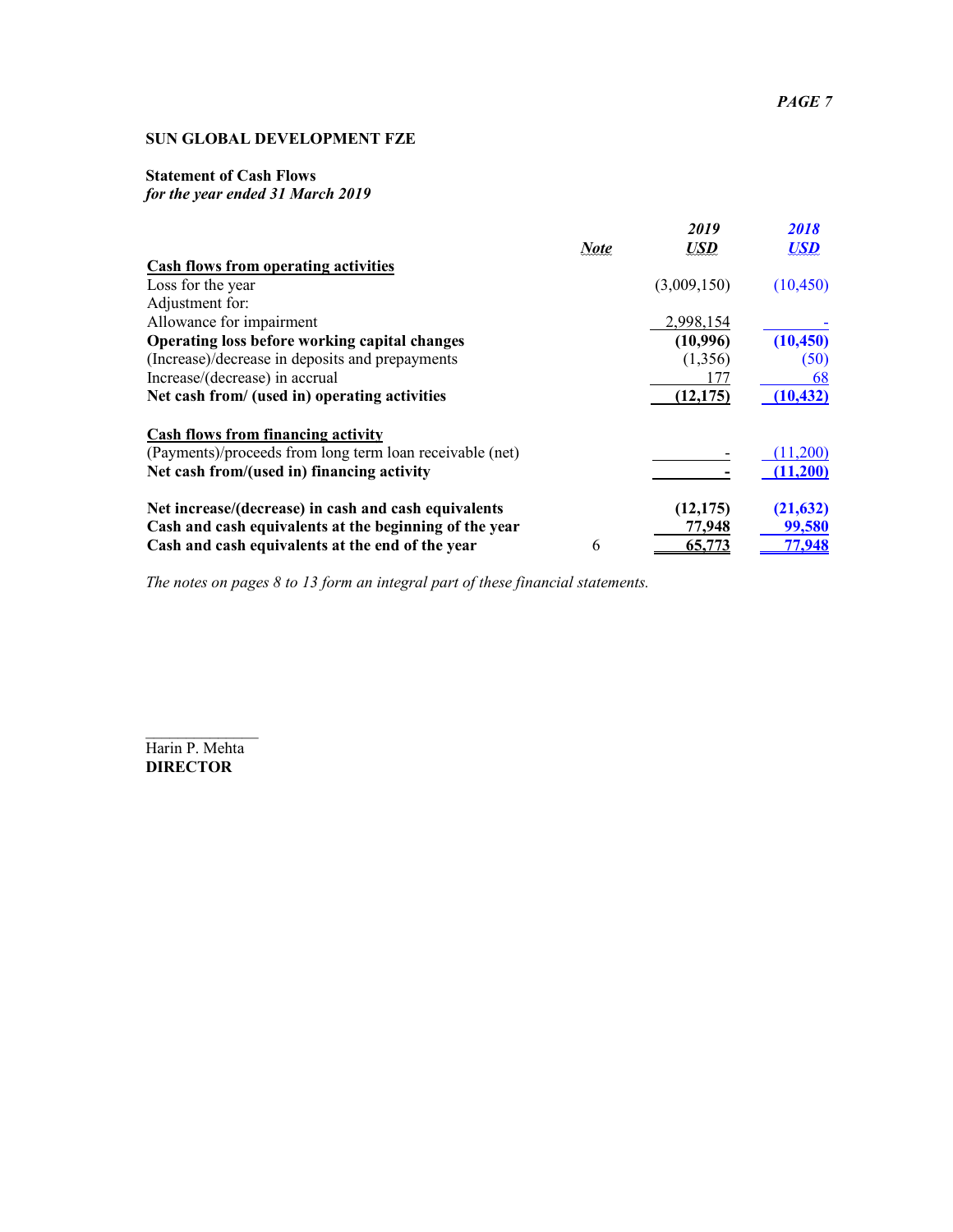**SUN GLOBAL DEVELOPMENT FZE**

**Statement of Cash Flows**
***for the year ended 31 March 2019***

| | *Note* | *2019* *USD* | *2018* *USD* |
|---|---|---|---|
| **Cash flows from operating activities** | | | |
| Loss for the year | | (3,009,150) | (10,450) |
| Adjustment for: | | | |
| Allowance for impairment | | 2,998,154 | - |
| **Operating loss before working capital changes** | | **(10,996)** | **(10,450)** |
| (Increase)/decrease in deposits and prepayments | | (1,356) | (50) |
| Increase/(decrease) in accrual | | 177 | 68 |
| **Net cash from/ (used in) operating activities** | | **(12,175)** | **(10,432)** |
| **Cash flows from financing activity** | | | |
| (Payments)/proceeds from long term loan receivable (net) | | - | (11,200) |
| **Net cash from/(used in) financing activity** | | **-** | **(11,200)** |
| **Net increase/(decrease) in cash and cash equivalents** | | **(12,175)** | **(21,632)** |
| **Cash and cash equivalents at the beginning of the year** | | **77,948** | **99,580** |
| **Cash and cash equivalents at the end of the year** | 6 | **65,773** | **77,948** |

*The notes on pages 8 to 13 form an integral part of these financial statements.*

Harin P. Mehta
**DIRECTOR**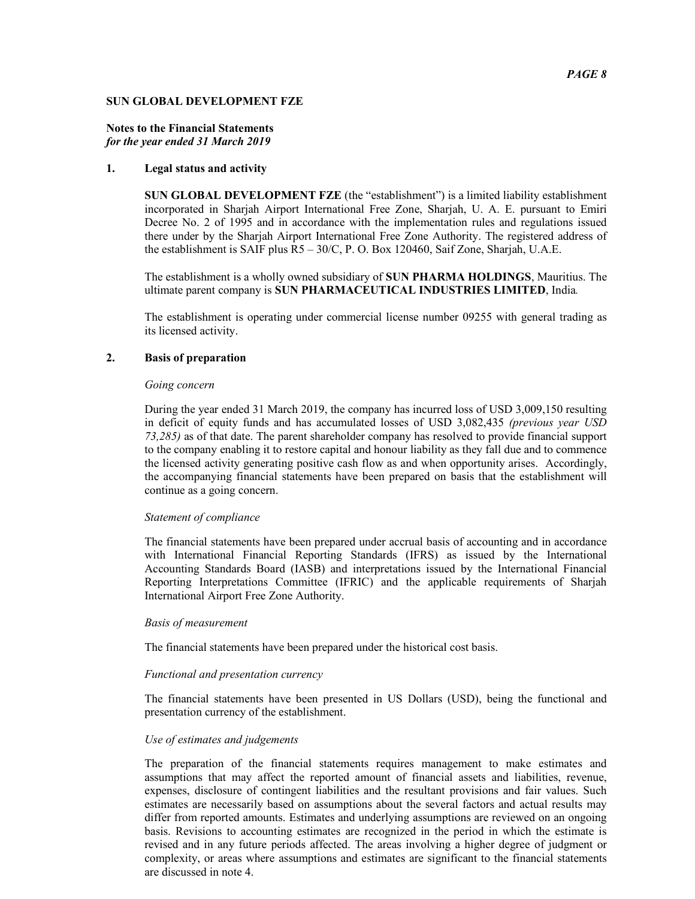**SUN GLOBAL DEVELOPMENT FZE**

**Notes to the Financial Statements**
***for the year ended 31 March 2019***

## 1. Legal status and activity

**SUN GLOBAL DEVELOPMENT FZE** (the "establishment") is a limited liability establishment incorporated in Sharjah Airport International Free Zone, Sharjah, U. A. E. pursuant to Emiri Decree No. 2 of 1995 and in accordance with the implementation rules and regulations issued there under by the Sharjah Airport International Free Zone Authority. The registered address of the establishment is SAIF plus R5 – 30/C, P. O. Box 120460, Saif Zone, Sharjah, U.A.E.

The establishment is a wholly owned subsidiary of **SUN PHARMA HOLDINGS**, Mauritius. The ultimate parent company is **SUN PHARMACEUTICAL INDUSTRIES LIMITED**, India.

The establishment is operating under commercial license number 09255 with general trading as its licensed activity.

## 2. Basis of preparation

*Going concern*

During the year ended 31 March 2019, the company has incurred loss of USD 3,009,150 resulting in deficit of equity funds and has accumulated losses of USD 3,082,435 *(previous year USD 73,285)* as of that date. The parent shareholder company has resolved to provide financial support to the company enabling it to restore capital and honour liability as they fall due and to commence the licensed activity generating positive cash flow as and when opportunity arises. Accordingly, the accompanying financial statements have been prepared on basis that the establishment will continue as a going concern.

*Statement of compliance*

The financial statements have been prepared under accrual basis of accounting and in accordance with International Financial Reporting Standards (IFRS) as issued by the International Accounting Standards Board (IASB) and interpretations issued by the International Financial Reporting Interpretations Committee (IFRIC) and the applicable requirements of Sharjah International Airport Free Zone Authority.

*Basis of measurement*

The financial statements have been prepared under the historical cost basis.

*Functional and presentation currency*

The financial statements have been presented in US Dollars (USD), being the functional and presentation currency of the establishment.

*Use of estimates and judgements*

The preparation of the financial statements requires management to make estimates and assumptions that may affect the reported amount of financial assets and liabilities, revenue, expenses, disclosure of contingent liabilities and the resultant provisions and fair values. Such estimates are necessarily based on assumptions about the several factors and actual results may differ from reported amounts. Estimates and underlying assumptions are reviewed on an ongoing basis. Revisions to accounting estimates are recognized in the period in which the estimate is revised and in any future periods affected. The areas involving a higher degree of judgment or complexity, or areas where assumptions and estimates are significant to the financial statements are discussed in note 4.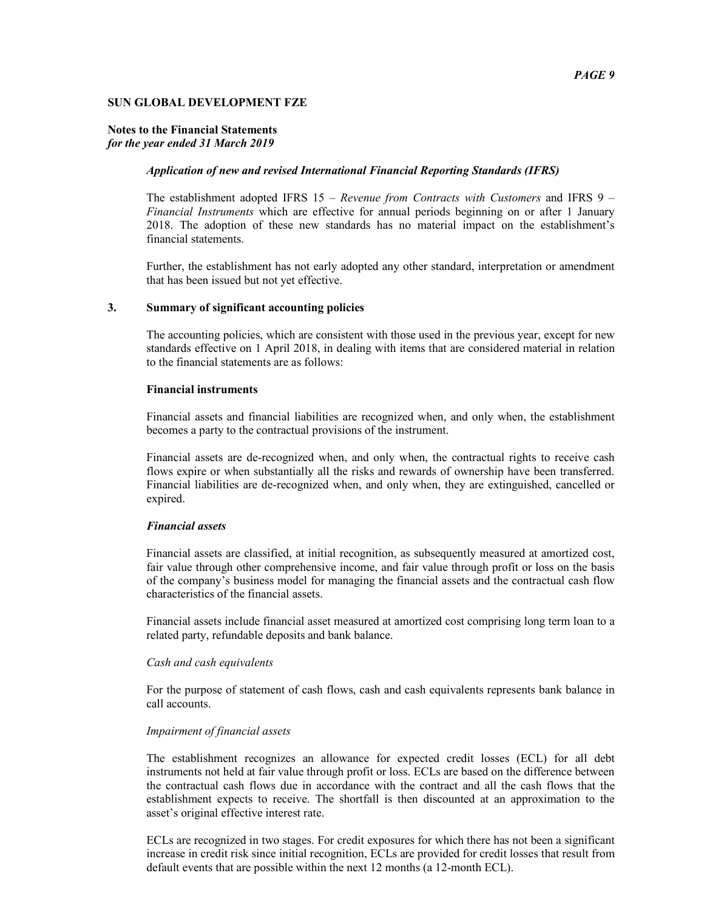**SUN GLOBAL DEVELOPMENT FZE**

**Notes to the Financial Statements**
***for the year ended 31 March 2019***

***Application of new and revised International Financial Reporting Standards (IFRS)***

The establishment adopted IFRS 15 – *Revenue from Contracts with Customers* and IFRS 9 – *Financial Instruments* which are effective for annual periods beginning on or after 1 January 2018. The adoption of these new standards has no material impact on the establishment's financial statements.

Further, the establishment has not early adopted any other standard, interpretation or amendment that has been issued but not yet effective.

## 3. Summary of significant accounting policies

The accounting policies, which are consistent with those used in the previous year, except for new standards effective on 1 April 2018, in dealing with items that are considered material in relation to the financial statements are as follows:

**Financial instruments**

Financial assets and financial liabilities are recognized when, and only when, the establishment becomes a party to the contractual provisions of the instrument.

Financial assets are de-recognized when, and only when, the contractual rights to receive cash flows expire or when substantially all the risks and rewards of ownership have been transferred. Financial liabilities are de-recognized when, and only when, they are extinguished, cancelled or expired.

***Financial assets***

Financial assets are classified, at initial recognition, as subsequently measured at amortized cost, fair value through other comprehensive income, and fair value through profit or loss on the basis of the company's business model for managing the financial assets and the contractual cash flow characteristics of the financial assets.

Financial assets include financial asset measured at amortized cost comprising long term loan to a related party, refundable deposits and bank balance.

*Cash and cash equivalents*

For the purpose of statement of cash flows, cash and cash equivalents represents bank balance in call accounts.

*Impairment of financial assets*

The establishment recognizes an allowance for expected credit losses (ECL) for all debt instruments not held at fair value through profit or loss. ECLs are based on the difference between the contractual cash flows due in accordance with the contract and all the cash flows that the establishment expects to receive. The shortfall is then discounted at an approximation to the asset's original effective interest rate.

ECLs are recognized in two stages. For credit exposures for which there has not been a significant increase in credit risk since initial recognition, ECLs are provided for credit losses that result from default events that are possible within the next 12 months (a 12-month ECL).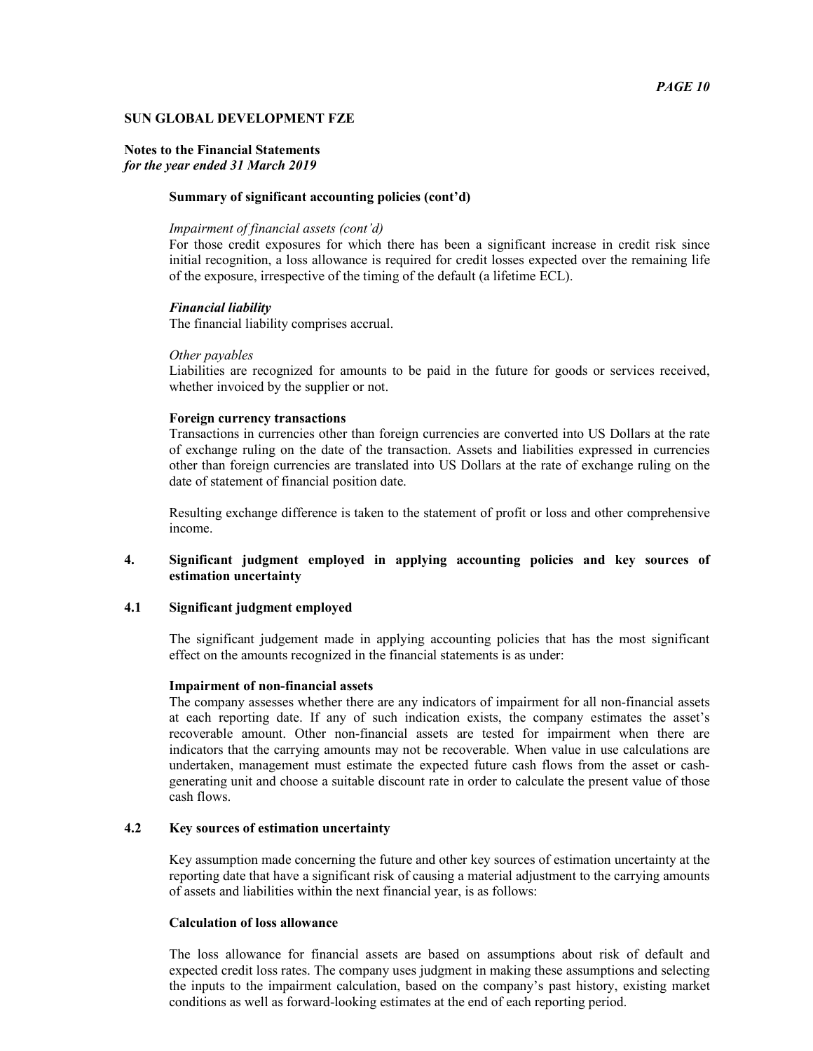**SUN GLOBAL DEVELOPMENT FZE**

**Notes to the Financial Statements**
*for the year ended 31 March 2019*

**Summary of significant accounting policies (cont'd)**

*Impairment of financial assets (cont'd)*
For those credit exposures for which there has been a significant increase in credit risk since initial recognition, a loss allowance is required for credit losses expected over the remaining life of the exposure, irrespective of the timing of the default (a lifetime ECL).

***Financial liability***
The financial liability comprises accrual.

*Other payables*
Liabilities are recognized for amounts to be paid in the future for goods or services received, whether invoiced by the supplier or not.

**Foreign currency transactions**
Transactions in currencies other than foreign currencies are converted into US Dollars at the rate of exchange ruling on the date of the transaction. Assets and liabilities expressed in currencies other than foreign currencies are translated into US Dollars at the rate of exchange ruling on the date of statement of financial position date.

Resulting exchange difference is taken to the statement of profit or loss and other comprehensive income.

## 4. Significant judgment employed in applying accounting policies and key sources of estimation uncertainty

### 4.1 Significant judgment employed

The significant judgement made in applying accounting policies that has the most significant effect on the amounts recognized in the financial statements is as under:

**Impairment of non-financial assets**
The company assesses whether there are any indicators of impairment for all non-financial assets at each reporting date. If any of such indication exists, the company estimates the asset's recoverable amount. Other non-financial assets are tested for impairment when there are indicators that the carrying amounts may not be recoverable. When value in use calculations are undertaken, management must estimate the expected future cash flows from the asset or cash-generating unit and choose a suitable discount rate in order to calculate the present value of those cash flows.

### 4.2 Key sources of estimation uncertainty

Key assumption made concerning the future and other key sources of estimation uncertainty at the reporting date that have a significant risk of causing a material adjustment to the carrying amounts of assets and liabilities within the next financial year, is as follows:

**Calculation of loss allowance**

The loss allowance for financial assets are based on assumptions about risk of default and expected credit loss rates. The company uses judgment in making these assumptions and selecting the inputs to the impairment calculation, based on the company's past history, existing market conditions as well as forward-looking estimates at the end of each reporting period.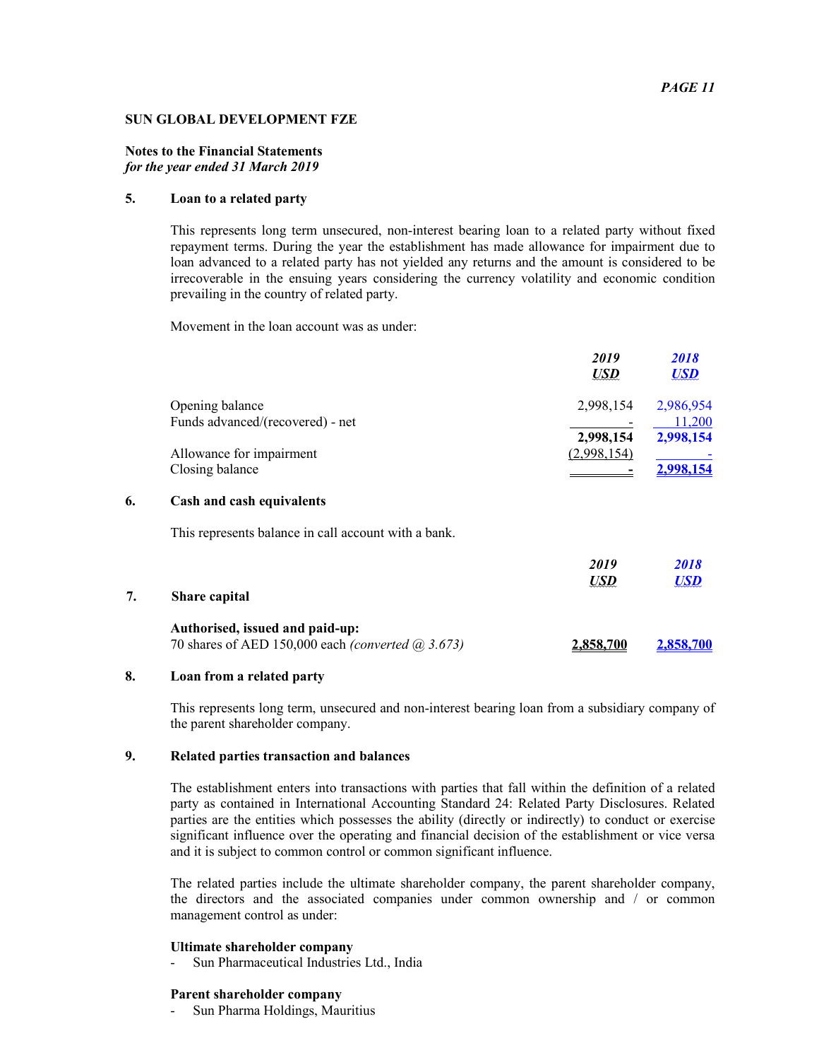**SUN GLOBAL DEVELOPMENT FZE**

**Notes to the Financial Statements**
***for the year ended 31 March 2019***

## 5. Loan to a related party

This represents long term unsecured, non-interest bearing loan to a related party without fixed repayment terms. During the year the establishment has made allowance for impairment due to loan advanced to a related party has not yielded any returns and the amount is considered to be irrecoverable in the ensuing years considering the currency volatility and economic condition prevailing in the country of related party.

Movement in the loan account was as under:

| | *2019* *USD* | *2018* *USD* |
|---|---|---|
| Opening balance | 2,998,154 | 2,986,954 |
| Funds advanced/(recovered) - net | - | 11,200 |
| | **2,998,154** | **2,998,154** |
| Allowance for impairment | (2,998,154) | - |
| Closing balance | - | 2,998,154 |

## 6. Cash and cash equivalents

This represents balance in call account with a bank.

## 7. Share capital

| | *2019* *USD* | *2018* *USD* |
|---|---|---|
| **Authorised, issued and paid-up:** | | |
| 70 shares of AED 150,000 each *(converted @ 3.673)* | **2,858,700** | **2,858,700** |

## 8. Loan from a related party

This represents long term, unsecured and non-interest bearing loan from a subsidiary company of the parent shareholder company.

## 9. Related parties transaction and balances

The establishment enters into transactions with parties that fall within the definition of a related party as contained in International Accounting Standard 24: Related Party Disclosures. Related parties are the entities which possesses the ability (directly or indirectly) to conduct or exercise significant influence over the operating and financial decision of the establishment or vice versa and it is subject to common control or common significant influence.

The related parties include the ultimate shareholder company, the parent shareholder company, the directors and the associated companies under common ownership and / or common management control as under:

**Ultimate shareholder company**
- Sun Pharmaceutical Industries Ltd., India

**Parent shareholder company**
- Sun Pharma Holdings, Mauritius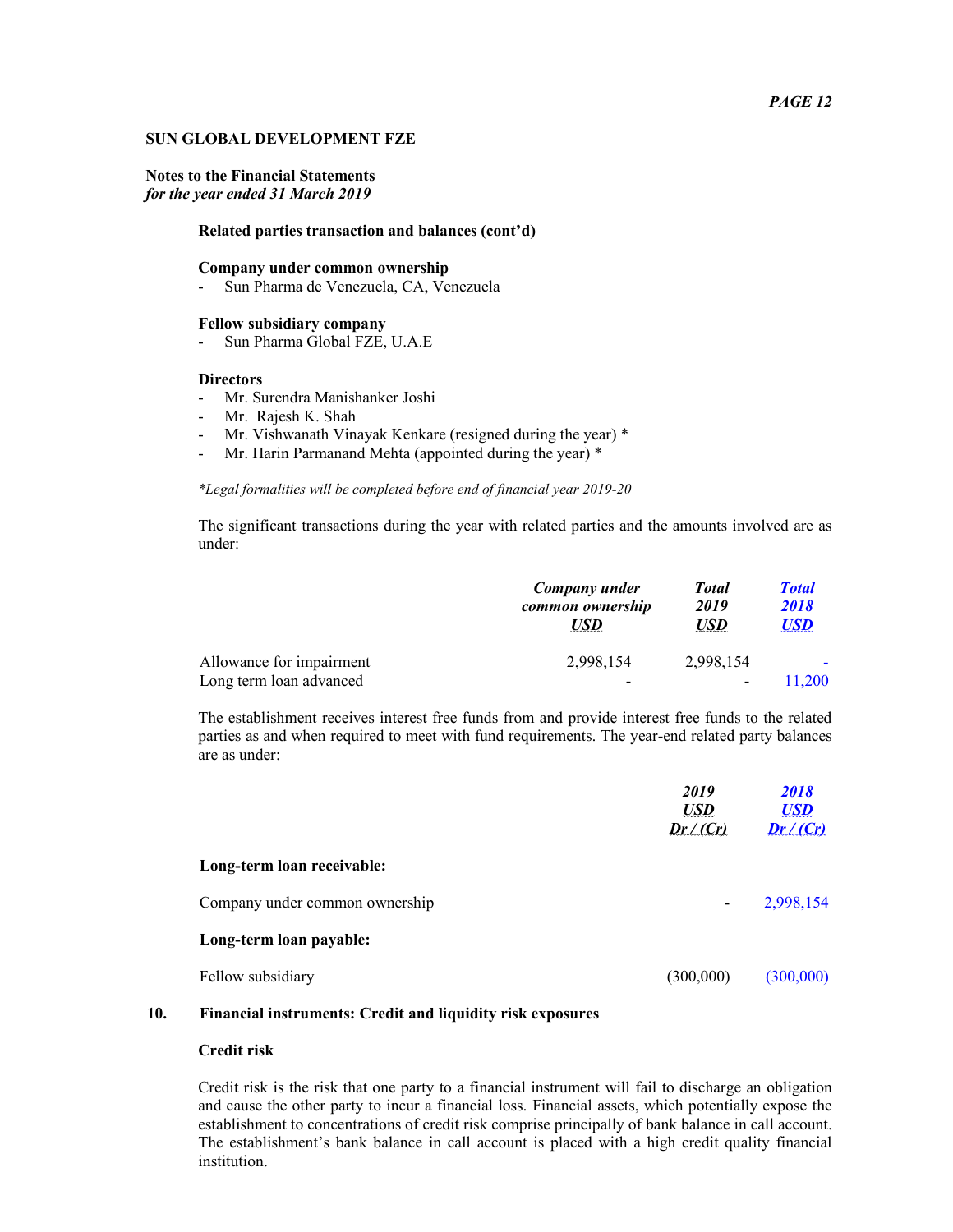**SUN GLOBAL DEVELOPMENT FZE**

**Notes to the Financial Statements**
*for the year ended 31 March 2019*

**Related parties transaction and balances (cont'd)**

**Company under common ownership**

- Sun Pharma de Venezuela, CA, Venezuela

**Fellow subsidiary company**

- Sun Pharma Global FZE, U.A.E

**Directors**

- Mr. Surendra Manishanker Joshi
- Mr. Rajesh K. Shah
- Mr. Vishwanath Vinayak Kenkare (resigned during the year) *
- Mr. Harin Parmanand Mehta (appointed during the year) *

*\*Legal formalities will be completed before end of financial year 2019-20*

The significant transactions during the year with related parties and the amounts involved are as under:

| | *Company under common ownership* | *Total 2019* | *Total 2018* |
|---|---|---|---|
| | ***USD*** | ***USD*** | ***USD*** |
| Allowance for impairment | 2,998,154 | 2,998,154 | - |
| Long term loan advanced | - | - | 11,200 |

The establishment receives interest free funds from and provide interest free funds to the related parties as and when required to meet with fund requirements. The year-end related party balances are as under:

| | *2019* | *2018* |
|---|---|---|
| | ***USD*** | ***USD*** |
| | ***Dr / (Cr)*** | ***Dr / (Cr)*** |
| **Long-term loan receivable:** | | |
| Company under common ownership | - | 2,998,154 |
| **Long-term loan payable:** | | |
| Fellow subsidiary | (300,000) | (300,000) |

## 10. Financial instruments: Credit and liquidity risk exposures

**Credit risk**

Credit risk is the risk that one party to a financial instrument will fail to discharge an obligation and cause the other party to incur a financial loss. Financial assets, which potentially expose the establishment to concentrations of credit risk comprise principally of bank balance in call account. The establishment's bank balance in call account is placed with a high credit quality financial institution.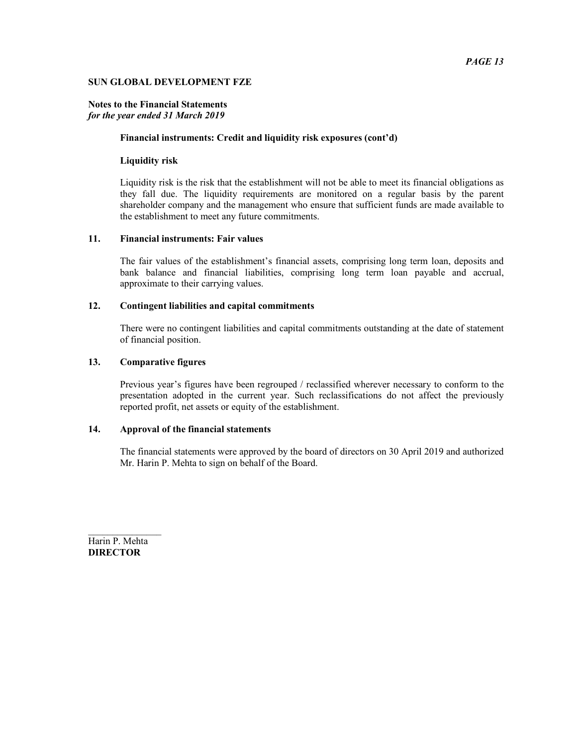**SUN GLOBAL DEVELOPMENT FZE**

**Notes to the Financial Statements**
***for the year ended 31 March 2019***

**Financial instruments: Credit and liquidity risk exposures (cont'd)**

**Liquidity risk**

Liquidity risk is the risk that the establishment will not be able to meet its financial obligations as they fall due. The liquidity requirements are monitored on a regular basis by the parent shareholder company and the management who ensure that sufficient funds are made available to the establishment to meet any future commitments.

## 11. Financial instruments: Fair values

The fair values of the establishment's financial assets, comprising long term loan, deposits and bank balance and financial liabilities, comprising long term loan payable and accrual, approximate to their carrying values.

## 12. Contingent liabilities and capital commitments

There were no contingent liabilities and capital commitments outstanding at the date of statement of financial position.

## 13. Comparative figures

Previous year's figures have been regrouped / reclassified wherever necessary to conform to the presentation adopted in the current year. Such reclassifications do not affect the previously reported profit, net assets or equity of the establishment.

## 14. Approval of the financial statements

The financial statements were approved by the board of directors on 30 April 2019 and authorized Mr. Harin P. Mehta to sign on behalf of the Board.

_______________
Harin P. Mehta
**DIRECTOR**